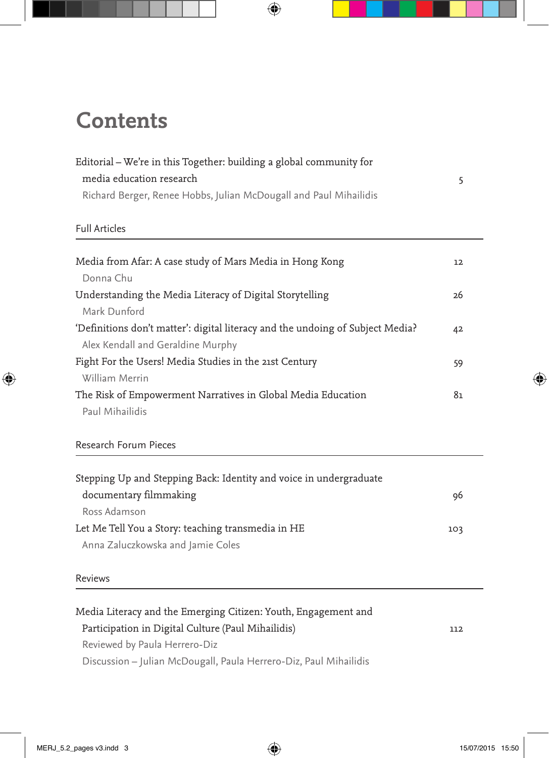# Contents

Editorial – We're in this Together: building a global community for media education research — 5
Richard Berger, Renee Hobbs, Julian McDougall and Paul Mihailidis

## Full Articles

Media from Afar: A case study of Mars Media in Hong Kong — 12
Donna Chu

Understanding the Media Literacy of Digital Storytelling — 26
Mark Dunford

'Definitions don't matter': digital literacy and the undoing of Subject Media? — 42
Alex Kendall and Geraldine Murphy

Fight For the Users! Media Studies in the 21st Century — 59
William Merrin

The Risk of Empowerment Narratives in Global Media Education — 81
Paul Mihailidis

## Research Forum Pieces

Stepping Up and Stepping Back: Identity and voice in undergraduate documentary filmmaking — 96
Ross Adamson

Let Me Tell You a Story: teaching transmedia in HE — 103
Anna Zaluczkowska and Jamie Coles

## Reviews

Media Literacy and the Emerging Citizen: Youth, Engagement and Participation in Digital Culture (Paul Mihailidis) — 112
Reviewed by Paula Herrero-Diz
Discussion – Julian McDougall, Paula Herrero-Diz, Paul Mihailidis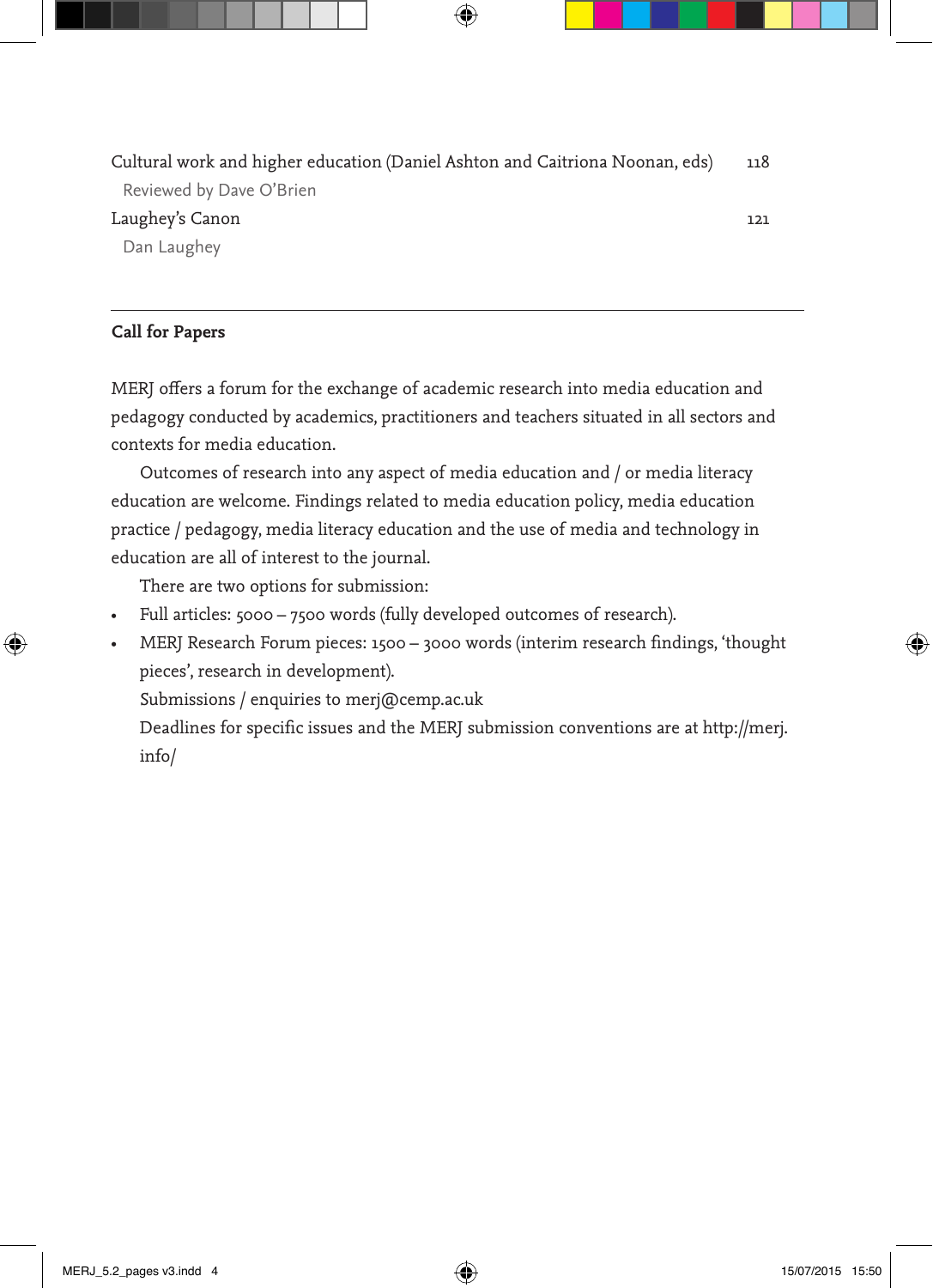Cultural work and higher education (Daniel Ashton and Caitriona Noonan, eds) 118

Reviewed by Dave O'Brien

Laughey's Canon 121

Dan Laughey

---

**Call for Papers**

MERJ offers a forum for the exchange of academic research into media education and pedagogy conducted by academics, practitioners and teachers situated in all sectors and contexts for media education.

Outcomes of research into any aspect of media education and / or media literacy education are welcome. Findings related to media education policy, media education practice / pedagogy, media literacy education and the use of media and technology in education are all of interest to the journal.

There are two options for submission:

- Full articles: 5000 – 7500 words (fully developed outcomes of research).
- MERJ Research Forum pieces: 1500 – 3000 words (interim research findings, 'thought pieces', research in development).

Submissions / enquiries to merj@cemp.ac.uk

Deadlines for specific issues and the MERJ submission conventions are at http://merj.info/